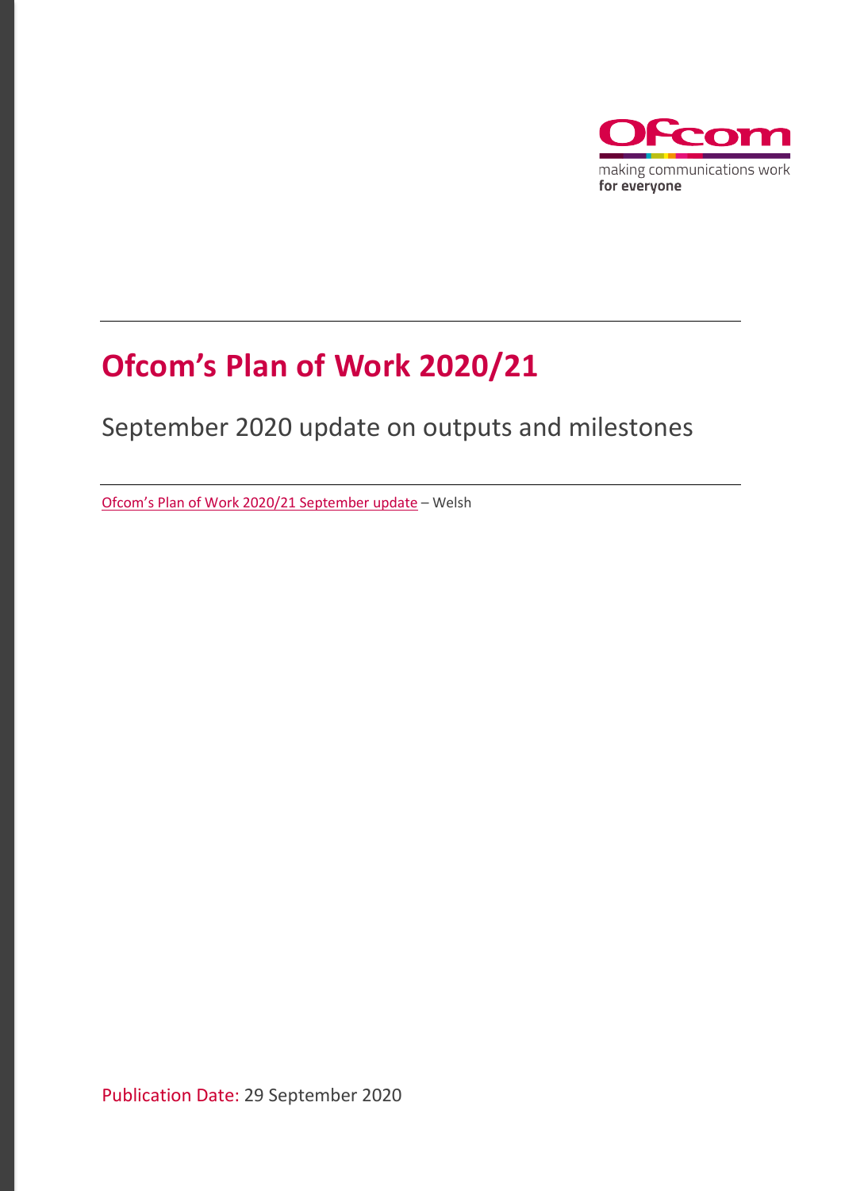# Ofcom's Plan of Work 2020/21

## September 2020 update on outputs and milestones

Ofcom's Plan of Work 2020/21 September update – Welsh

Publication Date: 29 September 2020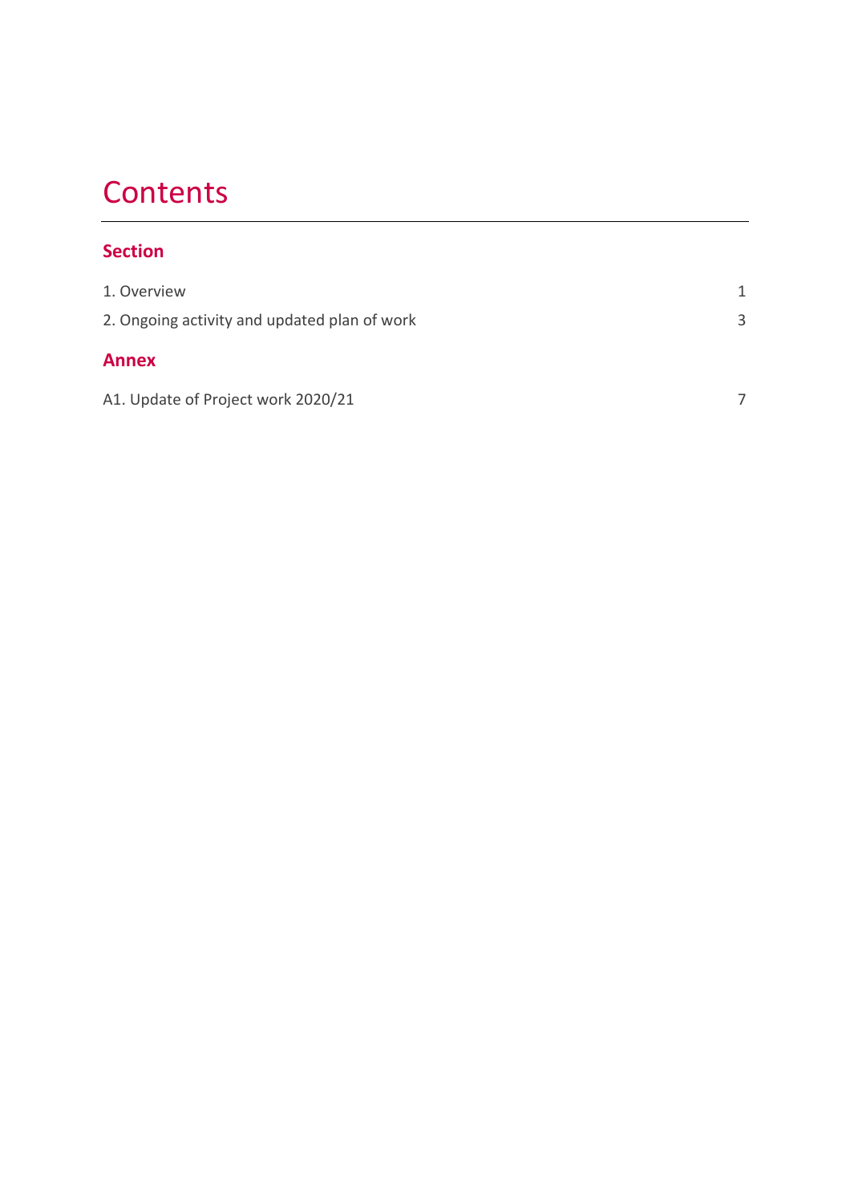# Contents

## Section

| | |
|---|---|
| 1. Overview | 1 |
| 2. Ongoing activity and updated plan of work | 3 |

## Annex

| | |
|---|---|
| A1. Update of Project work 2020/21 | 7 |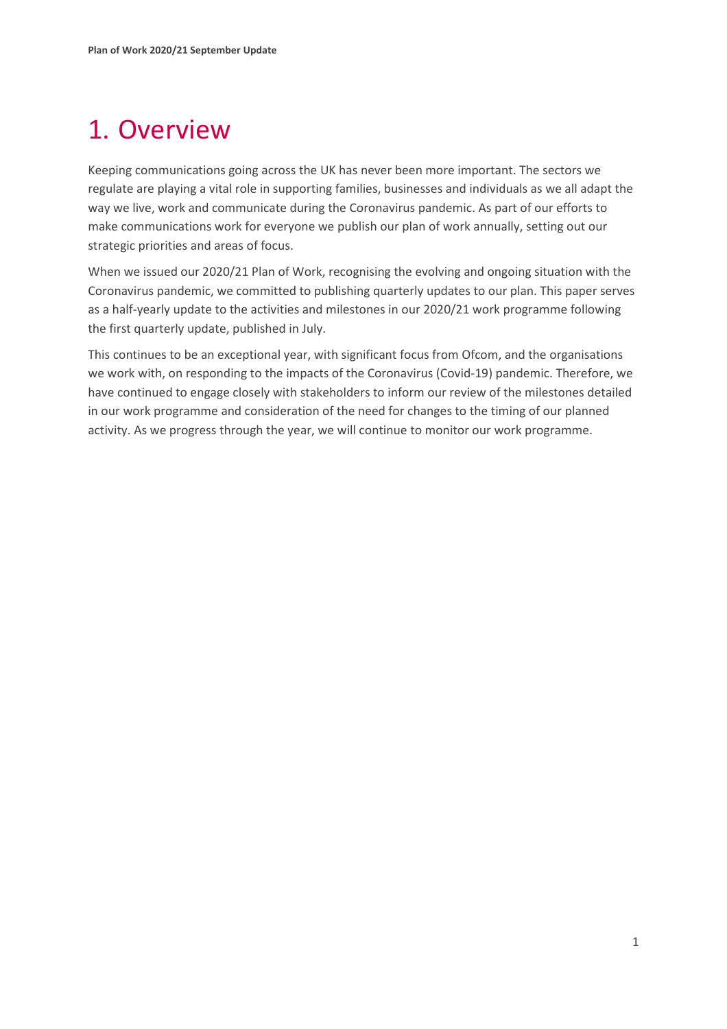# 1. Overview

Keeping communications going across the UK has never been more important. The sectors we regulate are playing a vital role in supporting families, businesses and individuals as we all adapt the way we live, work and communicate during the Coronavirus pandemic. As part of our efforts to make communications work for everyone we publish our plan of work annually, setting out our strategic priorities and areas of focus.

When we issued our 2020/21 Plan of Work, recognising the evolving and ongoing situation with the Coronavirus pandemic, we committed to publishing quarterly updates to our plan. This paper serves as a half-yearly update to the activities and milestones in our 2020/21 work programme following the first quarterly update, published in July.

This continues to be an exceptional year, with significant focus from Ofcom, and the organisations we work with, on responding to the impacts of the Coronavirus (Covid-19) pandemic. Therefore, we have continued to engage closely with stakeholders to inform our review of the milestones detailed in our work programme and consideration of the need for changes to the timing of our planned activity. As we progress through the year, we will continue to monitor our work programme.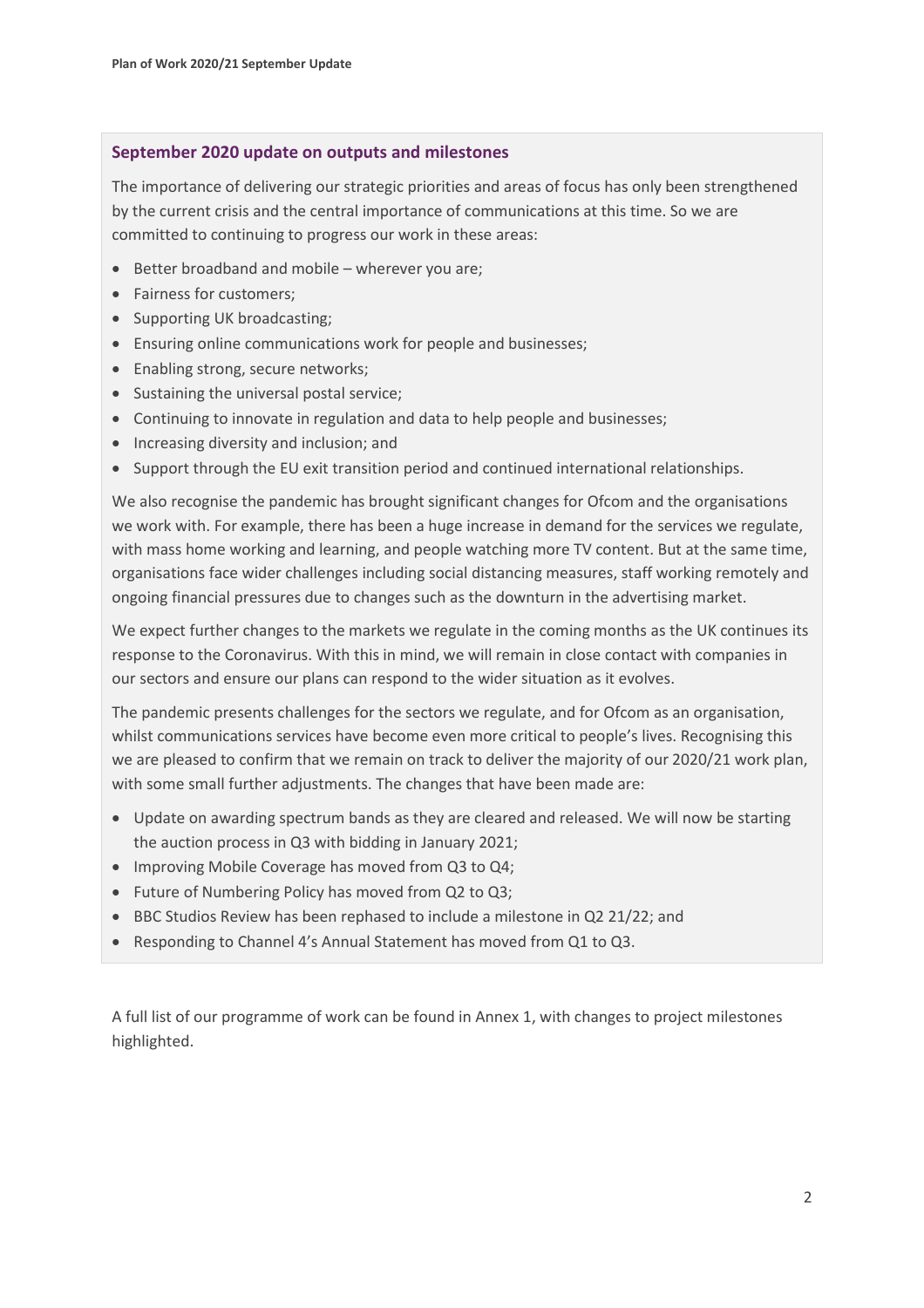### September 2020 update on outputs and milestones

The importance of delivering our strategic priorities and areas of focus has only been strengthened by the current crisis and the central importance of communications at this time. So we are committed to continuing to progress our work in these areas:

- Better broadband and mobile – wherever you are;
- Fairness for customers;
- Supporting UK broadcasting;
- Ensuring online communications work for people and businesses;
- Enabling strong, secure networks;
- Sustaining the universal postal service;
- Continuing to innovate in regulation and data to help people and businesses;
- Increasing diversity and inclusion; and
- Support through the EU exit transition period and continued international relationships.

We also recognise the pandemic has brought significant changes for Ofcom and the organisations we work with. For example, there has been a huge increase in demand for the services we regulate, with mass home working and learning, and people watching more TV content. But at the same time, organisations face wider challenges including social distancing measures, staff working remotely and ongoing financial pressures due to changes such as the downturn in the advertising market.

We expect further changes to the markets we regulate in the coming months as the UK continues its response to the Coronavirus. With this in mind, we will remain in close contact with companies in our sectors and ensure our plans can respond to the wider situation as it evolves.

The pandemic presents challenges for the sectors we regulate, and for Ofcom as an organisation, whilst communications services have become even more critical to people's lives. Recognising this we are pleased to confirm that we remain on track to deliver the majority of our 2020/21 work plan, with some small further adjustments. The changes that have been made are:

- Update on awarding spectrum bands as they are cleared and released. We will now be starting the auction process in Q3 with bidding in January 2021;
- Improving Mobile Coverage has moved from Q3 to Q4;
- Future of Numbering Policy has moved from Q2 to Q3;
- BBC Studios Review has been rephased to include a milestone in Q2 21/22; and
- Responding to Channel 4's Annual Statement has moved from Q1 to Q3.

A full list of our programme of work can be found in Annex 1, with changes to project milestones highlighted.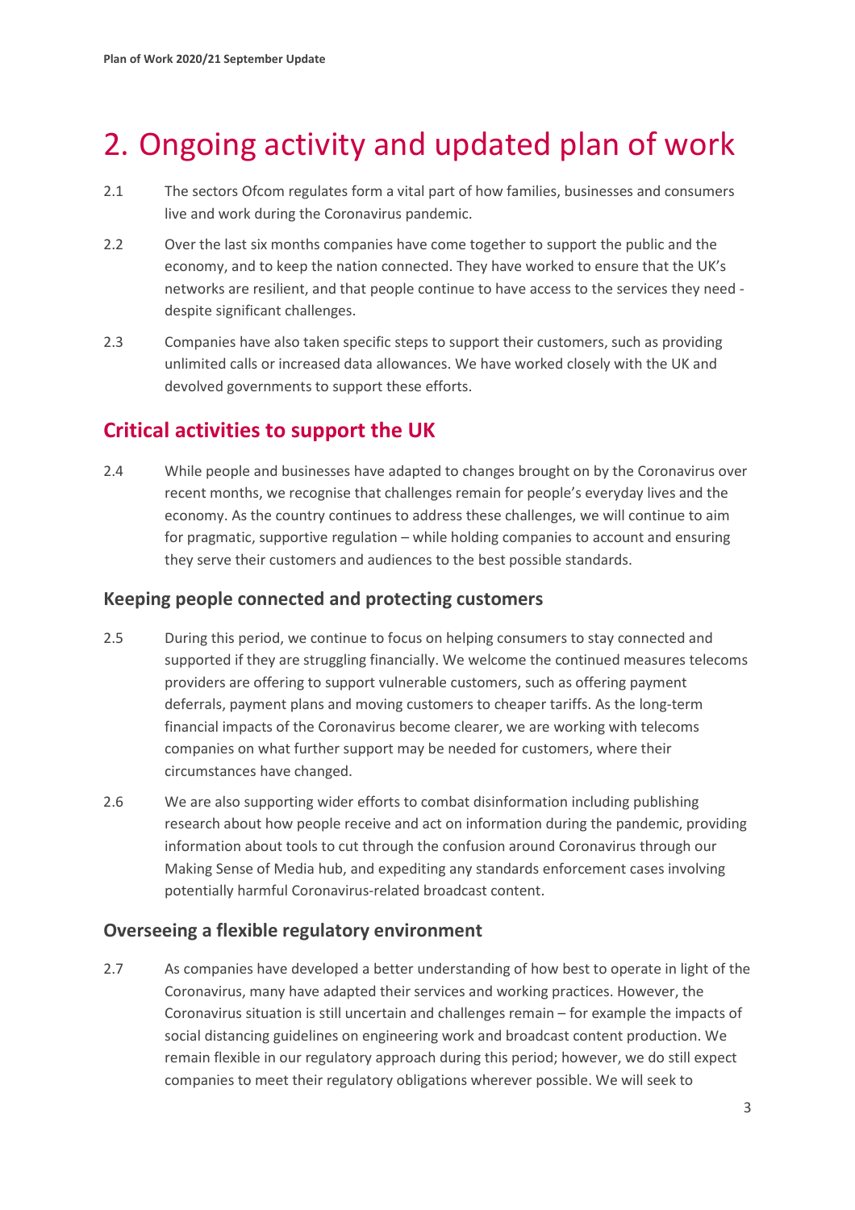# 2. Ongoing activity and updated plan of work

2.1 The sectors Ofcom regulates form a vital part of how families, businesses and consumers live and work during the Coronavirus pandemic.

2.2 Over the last six months companies have come together to support the public and the economy, and to keep the nation connected. They have worked to ensure that the UK's networks are resilient, and that people continue to have access to the services they need - despite significant challenges.

2.3 Companies have also taken specific steps to support their customers, such as providing unlimited calls or increased data allowances. We have worked closely with the UK and devolved governments to support these efforts.

## Critical activities to support the UK

2.4 While people and businesses have adapted to changes brought on by the Coronavirus over recent months, we recognise that challenges remain for people's everyday lives and the economy. As the country continues to address these challenges, we will continue to aim for pragmatic, supportive regulation – while holding companies to account and ensuring they serve their customers and audiences to the best possible standards.

### Keeping people connected and protecting customers

2.5 During this period, we continue to focus on helping consumers to stay connected and supported if they are struggling financially. We welcome the continued measures telecoms providers are offering to support vulnerable customers, such as offering payment deferrals, payment plans and moving customers to cheaper tariffs. As the long-term financial impacts of the Coronavirus become clearer, we are working with telecoms companies on what further support may be needed for customers, where their circumstances have changed.

2.6 We are also supporting wider efforts to combat disinformation including publishing research about how people receive and act on information during the pandemic, providing information about tools to cut through the confusion around Coronavirus through our Making Sense of Media hub, and expediting any standards enforcement cases involving potentially harmful Coronavirus-related broadcast content.

### Overseeing a flexible regulatory environment

2.7 As companies have developed a better understanding of how best to operate in light of the Coronavirus, many have adapted their services and working practices. However, the Coronavirus situation is still uncertain and challenges remain – for example the impacts of social distancing guidelines on engineering work and broadcast content production. We remain flexible in our regulatory approach during this period; however, we do still expect companies to meet their regulatory obligations wherever possible. We will seek to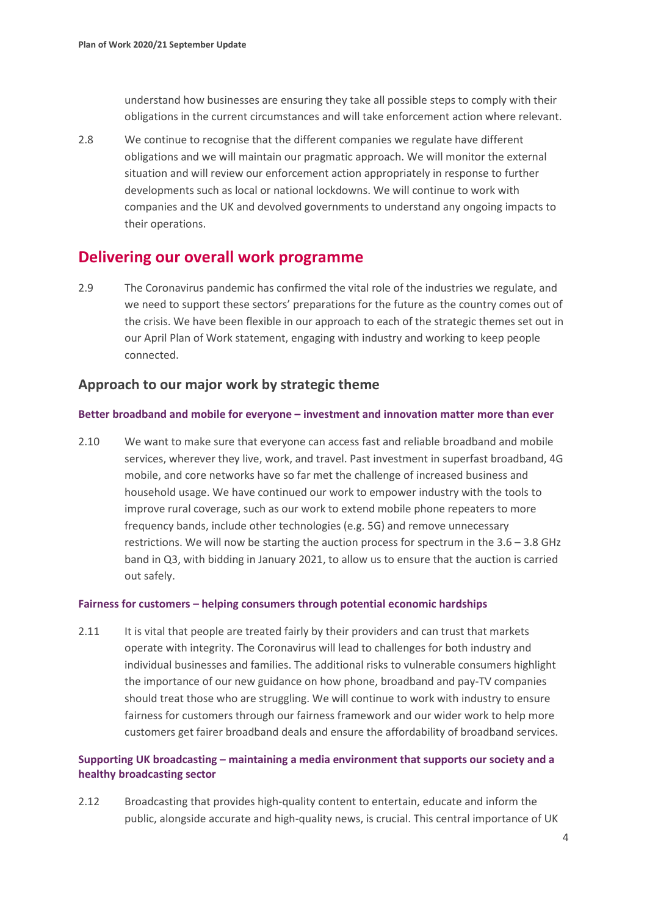understand how businesses are ensuring they take all possible steps to comply with their obligations in the current circumstances and will take enforcement action where relevant.

2.8 We continue to recognise that the different companies we regulate have different obligations and we will maintain our pragmatic approach. We will monitor the external situation and will review our enforcement action appropriately in response to further developments such as local or national lockdowns. We will continue to work with companies and the UK and devolved governments to understand any ongoing impacts to their operations.

## Delivering our overall work programme

2.9 The Coronavirus pandemic has confirmed the vital role of the industries we regulate, and we need to support these sectors' preparations for the future as the country comes out of the crisis. We have been flexible in our approach to each of the strategic themes set out in our April Plan of Work statement, engaging with industry and working to keep people connected.

### Approach to our major work by strategic theme

#### Better broadband and mobile for everyone – investment and innovation matter more than ever

2.10 We want to make sure that everyone can access fast and reliable broadband and mobile services, wherever they live, work, and travel. Past investment in superfast broadband, 4G mobile, and core networks have so far met the challenge of increased business and household usage. We have continued our work to empower industry with the tools to improve rural coverage, such as our work to extend mobile phone repeaters to more frequency bands, include other technologies (e.g. 5G) and remove unnecessary restrictions. We will now be starting the auction process for spectrum in the 3.6 – 3.8 GHz band in Q3, with bidding in January 2021, to allow us to ensure that the auction is carried out safely.

#### Fairness for customers – helping consumers through potential economic hardships

2.11 It is vital that people are treated fairly by their providers and can trust that markets operate with integrity. The Coronavirus will lead to challenges for both industry and individual businesses and families. The additional risks to vulnerable consumers highlight the importance of our new guidance on how phone, broadband and pay-TV companies should treat those who are struggling. We will continue to work with industry to ensure fairness for customers through our fairness framework and our wider work to help more customers get fairer broadband deals and ensure the affordability of broadband services.

#### Supporting UK broadcasting – maintaining a media environment that supports our society and a healthy broadcasting sector

2.12 Broadcasting that provides high-quality content to entertain, educate and inform the public, alongside accurate and high-quality news, is crucial. This central importance of UK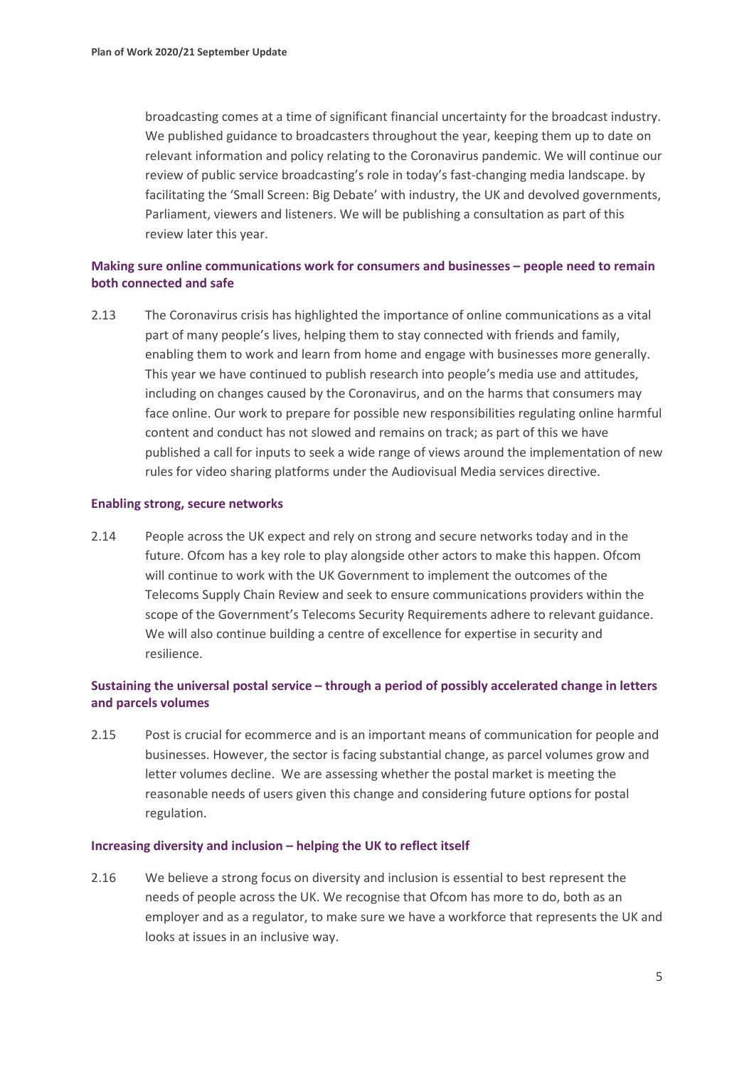broadcasting comes at a time of significant financial uncertainty for the broadcast industry. We published guidance to broadcasters throughout the year, keeping them up to date on relevant information and policy relating to the Coronavirus pandemic. We will continue our review of public service broadcasting's role in today's fast-changing media landscape. by facilitating the 'Small Screen: Big Debate' with industry, the UK and devolved governments, Parliament, viewers and listeners. We will be publishing a consultation as part of this review later this year.

### Making sure online communications work for consumers and businesses – people need to remain both connected and safe

2.13 The Coronavirus crisis has highlighted the importance of online communications as a vital part of many people's lives, helping them to stay connected with friends and family, enabling them to work and learn from home and engage with businesses more generally. This year we have continued to publish research into people's media use and attitudes, including on changes caused by the Coronavirus, and on the harms that consumers may face online. Our work to prepare for possible new responsibilities regulating online harmful content and conduct has not slowed and remains on track; as part of this we have published a call for inputs to seek a wide range of views around the implementation of new rules for video sharing platforms under the Audiovisual Media services directive.

### Enabling strong, secure networks

2.14 People across the UK expect and rely on strong and secure networks today and in the future. Ofcom has a key role to play alongside other actors to make this happen. Ofcom will continue to work with the UK Government to implement the outcomes of the Telecoms Supply Chain Review and seek to ensure communications providers within the scope of the Government's Telecoms Security Requirements adhere to relevant guidance. We will also continue building a centre of excellence for expertise in security and resilience.

### Sustaining the universal postal service – through a period of possibly accelerated change in letters and parcels volumes

2.15 Post is crucial for ecommerce and is an important means of communication for people and businesses. However, the sector is facing substantial change, as parcel volumes grow and letter volumes decline. We are assessing whether the postal market is meeting the reasonable needs of users given this change and considering future options for postal regulation.

### Increasing diversity and inclusion – helping the UK to reflect itself

2.16 We believe a strong focus on diversity and inclusion is essential to best represent the needs of people across the UK. We recognise that Ofcom has more to do, both as an employer and as a regulator, to make sure we have a workforce that represents the UK and looks at issues in an inclusive way.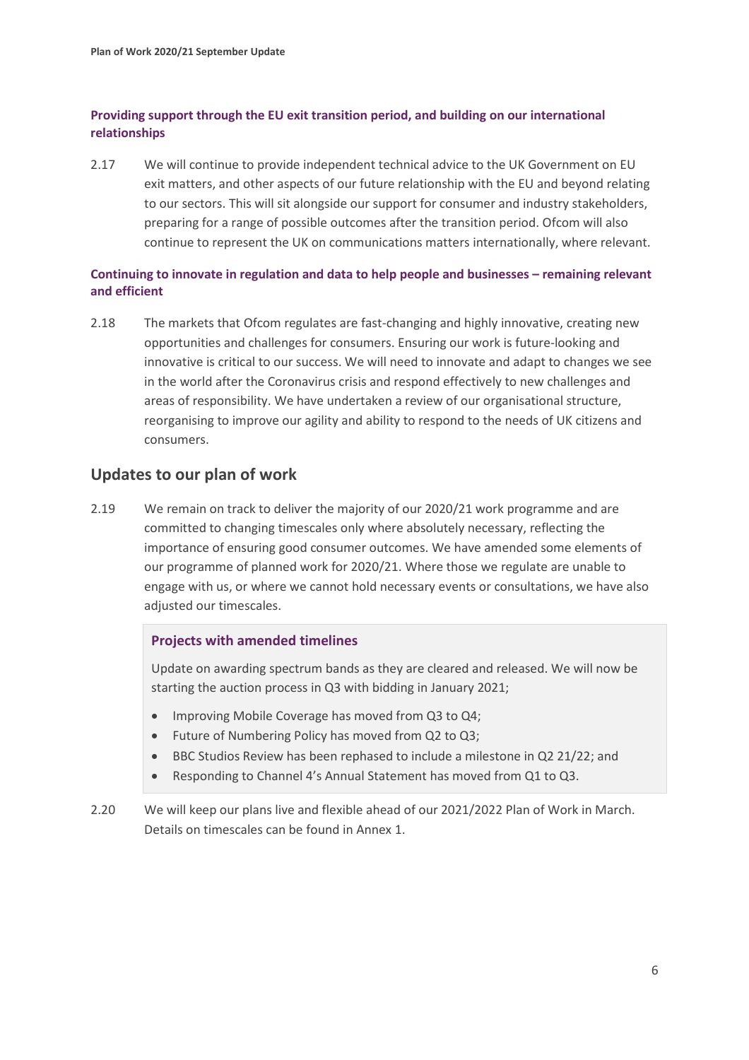### Providing support through the EU exit transition period, and building on our international relationships

2.17 We will continue to provide independent technical advice to the UK Government on EU exit matters, and other aspects of our future relationship with the EU and beyond relating to our sectors. This will sit alongside our support for consumer and industry stakeholders, preparing for a range of possible outcomes after the transition period. Ofcom will also continue to represent the UK on communications matters internationally, where relevant.

### Continuing to innovate in regulation and data to help people and businesses – remaining relevant and efficient

2.18 The markets that Ofcom regulates are fast-changing and highly innovative, creating new opportunities and challenges for consumers. Ensuring our work is future-looking and innovative is critical to our success. We will need to innovate and adapt to changes we see in the world after the Coronavirus crisis and respond effectively to new challenges and areas of responsibility. We have undertaken a review of our organisational structure, reorganising to improve our agility and ability to respond to the needs of UK citizens and consumers.

## Updates to our plan of work

2.19 We remain on track to deliver the majority of our 2020/21 work programme and are committed to changing timescales only where absolutely necessary, reflecting the importance of ensuring good consumer outcomes. We have amended some elements of our programme of planned work for 2020/21. Where those we regulate are unable to engage with us, or where we cannot hold necessary events or consultations, we have also adjusted our timescales.

> **Projects with amended timelines**
>
> Update on awarding spectrum bands as they are cleared and released. We will now be starting the auction process in Q3 with bidding in January 2021;
>
> - Improving Mobile Coverage has moved from Q3 to Q4;
> - Future of Numbering Policy has moved from Q2 to Q3;
> - BBC Studios Review has been rephased to include a milestone in Q2 21/22; and
> - Responding to Channel 4's Annual Statement has moved from Q1 to Q3.

2.20 We will keep our plans live and flexible ahead of our 2021/2022 Plan of Work in March. Details on timescales can be found in Annex 1.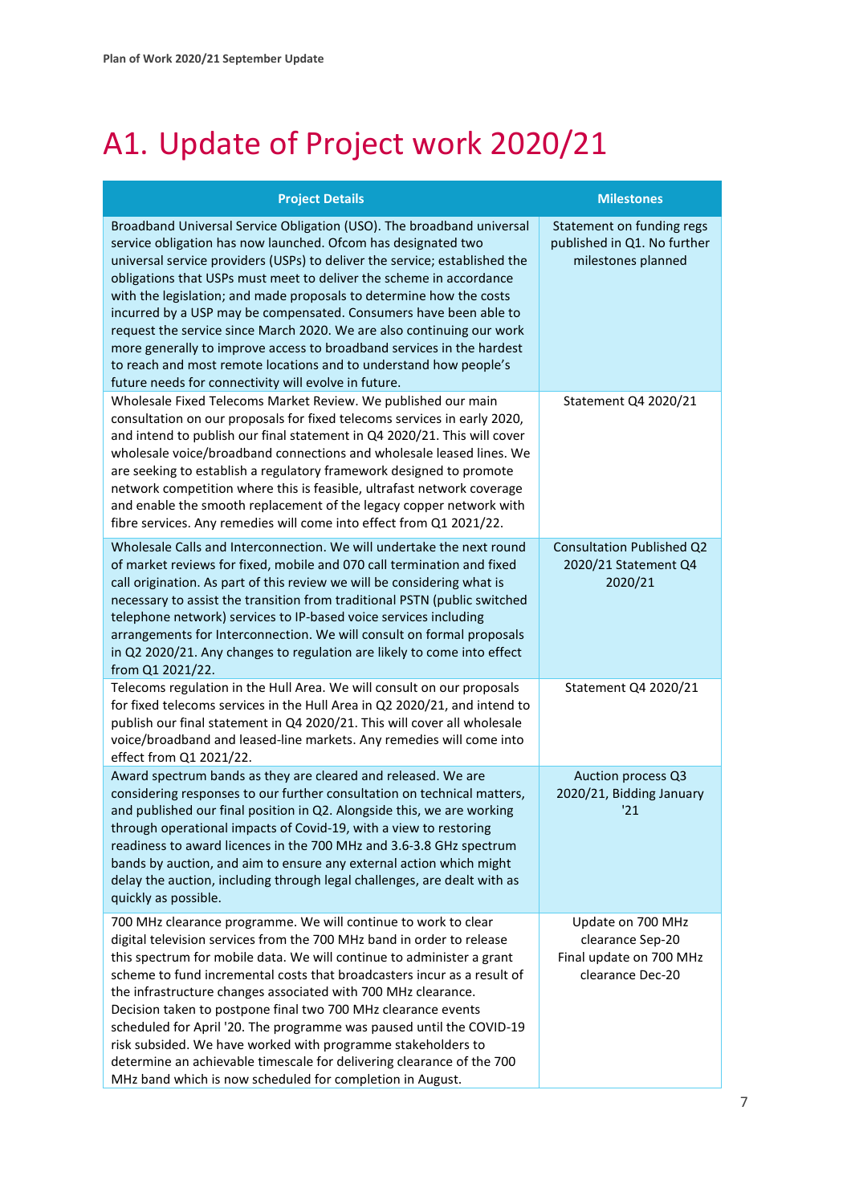# A1. Update of Project work 2020/21

| Project Details | Milestones |
|---|---|
| Broadband Universal Service Obligation (USO). The broadband universal service obligation has now launched. Ofcom has designated two universal service providers (USPs) to deliver the service; established the obligations that USPs must meet to deliver the scheme in accordance with the legislation; and made proposals to determine how the costs incurred by a USP may be compensated. Consumers have been able to request the service since March 2020. We are also continuing our work more generally to improve access to broadband services in the hardest to reach and most remote locations and to understand how people's future needs for connectivity will evolve in future. | Statement on funding regs published in Q1. No further milestones planned |
| Wholesale Fixed Telecoms Market Review. We published our main consultation on our proposals for fixed telecoms services in early 2020, and intend to publish our final statement in Q4 2020/21. This will cover wholesale voice/broadband connections and wholesale leased lines. We are seeking to establish a regulatory framework designed to promote network competition where this is feasible, ultrafast network coverage and enable the smooth replacement of the legacy copper network with fibre services. Any remedies will come into effect from Q1 2021/22. | Statement Q4 2020/21 |
| Wholesale Calls and Interconnection. We will undertake the next round of market reviews for fixed, mobile and 070 call termination and fixed call origination. As part of this review we will be considering what is necessary to assist the transition from traditional PSTN (public switched telephone network) services to IP-based voice services including arrangements for Interconnection. We will consult on formal proposals in Q2 2020/21. Any changes to regulation are likely to come into effect from Q1 2021/22. | Consultation Published Q2 2020/21 Statement Q4 2020/21 |
| Telecoms regulation in the Hull Area. We will consult on our proposals for fixed telecoms services in the Hull Area in Q2 2020/21, and intend to publish our final statement in Q4 2020/21. This will cover all wholesale voice/broadband and leased-line markets. Any remedies will come into effect from Q1 2021/22. | Statement Q4 2020/21 |
| Award spectrum bands as they are cleared and released. We are considering responses to our further consultation on technical matters, and published our final position in Q2. Alongside this, we are working through operational impacts of Covid-19, with a view to restoring readiness to award licences in the 700 MHz and 3.6-3.8 GHz spectrum bands by auction, and aim to ensure any external action which might delay the auction, including through legal challenges, are dealt with as quickly as possible. | Auction process Q3 2020/21, Bidding January '21 |
| 700 MHz clearance programme. We will continue to work to clear digital television services from the 700 MHz band in order to release this spectrum for mobile data. We will continue to administer a grant scheme to fund incremental costs that broadcasters incur as a result of the infrastructure changes associated with 700 MHz clearance. Decision taken to postpone final two 700 MHz clearance events scheduled for April '20. The programme was paused until the COVID-19 risk subsided. We have worked with programme stakeholders to determine an achievable timescale for delivering clearance of the 700 MHz band which is now scheduled for completion in August. | Update on 700 MHz clearance Sep-20<br>Final update on 700 MHz clearance Dec-20 |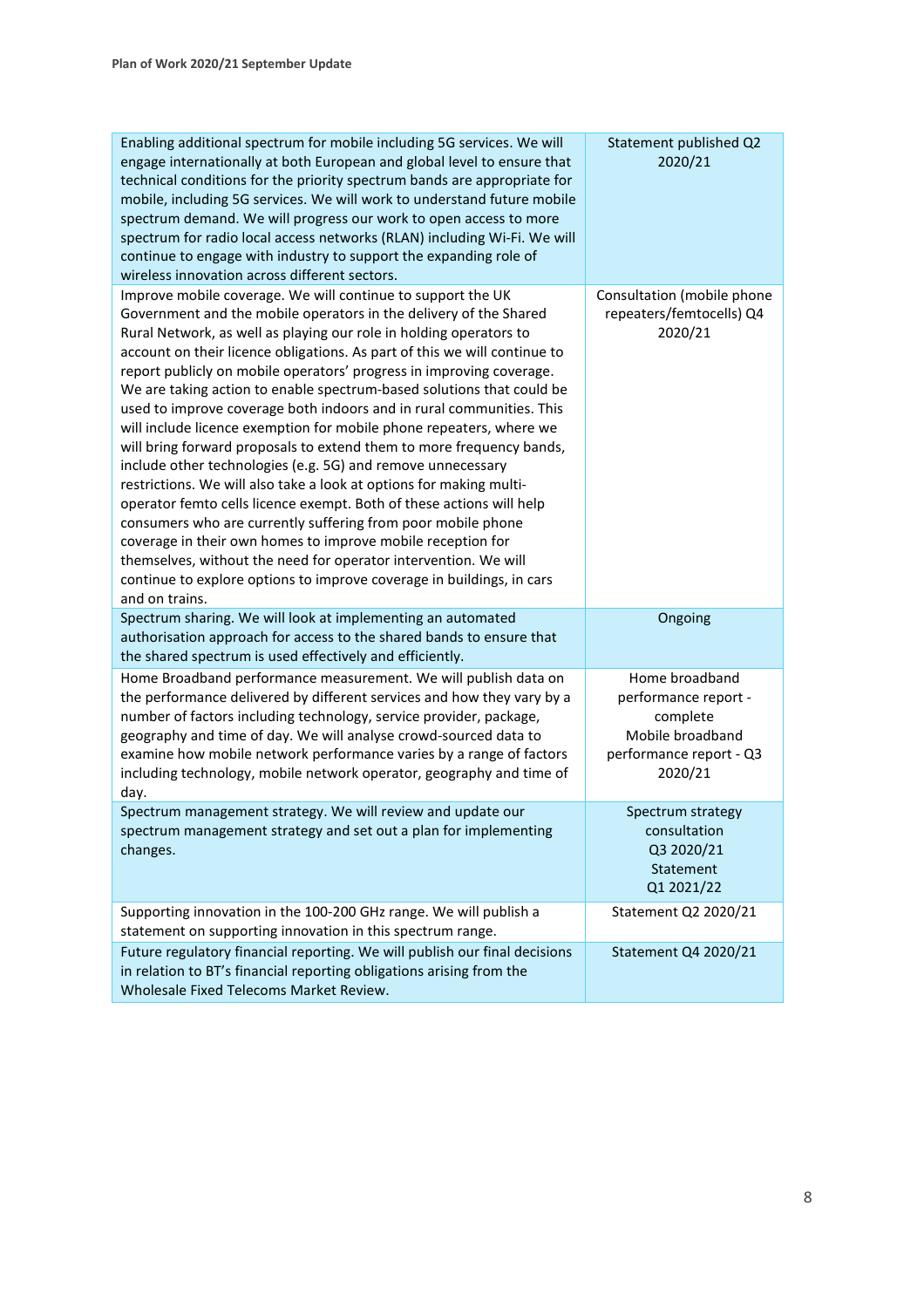| | |
|---|---|
| Enabling additional spectrum for mobile including 5G services. We will engage internationally at both European and global level to ensure that technical conditions for the priority spectrum bands are appropriate for mobile, including 5G services. We will work to understand future mobile spectrum demand. We will progress our work to open access to more spectrum for radio local access networks (RLAN) including Wi-Fi. We will continue to engage with industry to support the expanding role of wireless innovation across different sectors. | Statement published Q2 2020/21 |
| Improve mobile coverage. We will continue to support the UK Government and the mobile operators in the delivery of the Shared Rural Network, as well as playing our role in holding operators to account on their licence obligations. As part of this we will continue to report publicly on mobile operators' progress in improving coverage. We are taking action to enable spectrum-based solutions that could be used to improve coverage both indoors and in rural communities. This will include licence exemption for mobile phone repeaters, where we will bring forward proposals to extend them to more frequency bands, include other technologies (e.g. 5G) and remove unnecessary restrictions. We will also take a look at options for making multi-operator femto cells licence exempt. Both of these actions will help consumers who are currently suffering from poor mobile phone coverage in their own homes to improve mobile reception for themselves, without the need for operator intervention. We will continue to explore options to improve coverage in buildings, in cars and on trains. | Consultation (mobile phone repeaters/femtocells) Q4 2020/21 |
| Spectrum sharing. We will look at implementing an automated authorisation approach for access to the shared bands to ensure that the shared spectrum is used effectively and efficiently. | Ongoing |
| Home Broadband performance measurement. We will publish data on the performance delivered by different services and how they vary by a number of factors including technology, service provider, package, geography and time of day. We will analyse crowd-sourced data to examine how mobile network performance varies by a range of factors including technology, mobile network operator, geography and time of day. | Home broadband performance report - complete<br>Mobile broadband performance report - Q3 2020/21 |
| Spectrum management strategy. We will review and update our spectrum management strategy and set out a plan for implementing changes. | Spectrum strategy consultation Q3 2020/21<br>Statement Q1 2021/22 |
| Supporting innovation in the 100-200 GHz range. We will publish a statement on supporting innovation in this spectrum range. | Statement Q2 2020/21 |
| Future regulatory financial reporting. We will publish our final decisions in relation to BT's financial reporting obligations arising from the Wholesale Fixed Telecoms Market Review. | Statement Q4 2020/21 |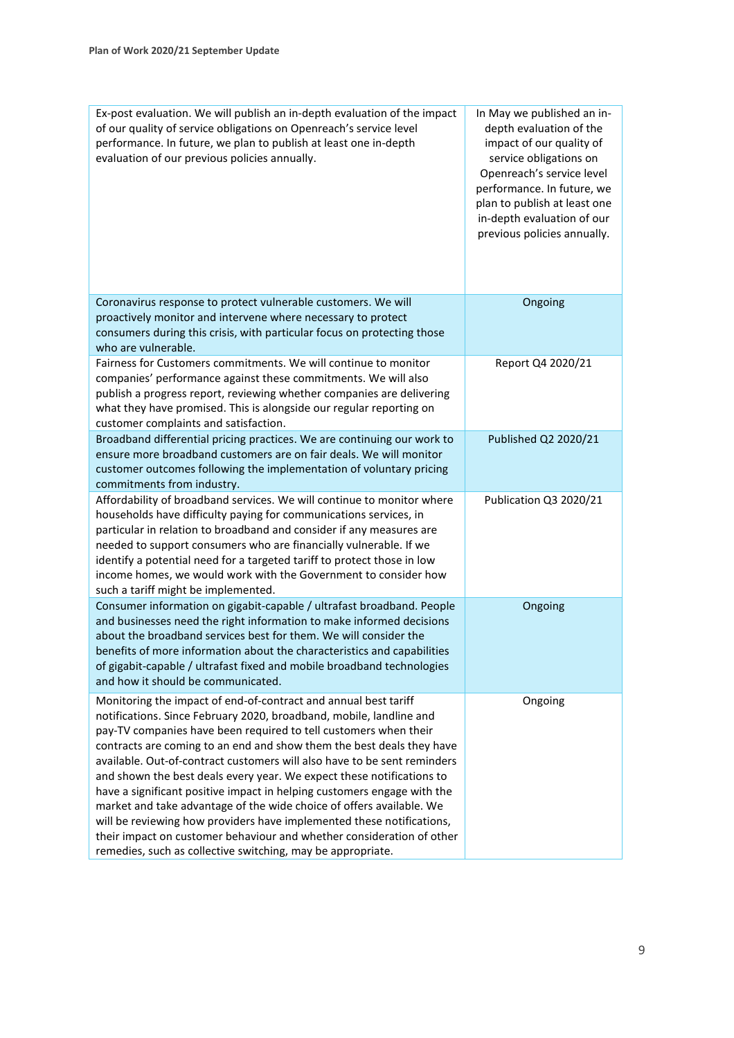| | |
|---|---|
| Ex-post evaluation. We will publish an in-depth evaluation of the impact of our quality of service obligations on Openreach's service level performance. In future, we plan to publish at least one in-depth evaluation of our previous policies annually. | In May we published an in-depth evaluation of the impact of our quality of service obligations on Openreach's service level performance. In future, we plan to publish at least one in-depth evaluation of our previous policies annually. |
| Coronavirus response to protect vulnerable customers. We will proactively monitor and intervene where necessary to protect consumers during this crisis, with particular focus on protecting those who are vulnerable. | Ongoing |
| Fairness for Customers commitments. We will continue to monitor companies' performance against these commitments. We will also publish a progress report, reviewing whether companies are delivering what they have promised. This is alongside our regular reporting on customer complaints and satisfaction. | Report Q4 2020/21 |
| Broadband differential pricing practices. We are continuing our work to ensure more broadband customers are on fair deals. We will monitor customer outcomes following the implementation of voluntary pricing commitments from industry. | Published Q2 2020/21 |
| Affordability of broadband services. We will continue to monitor where households have difficulty paying for communications services, in particular in relation to broadband and consider if any measures are needed to support consumers who are financially vulnerable. If we identify a potential need for a targeted tariff to protect those in low income homes, we would work with the Government to consider how such a tariff might be implemented. | Publication Q3 2020/21 |
| Consumer information on gigabit-capable / ultrafast broadband. People and businesses need the right information to make informed decisions about the broadband services best for them. We will consider the benefits of more information about the characteristics and capabilities of gigabit-capable / ultrafast fixed and mobile broadband technologies and how it should be communicated. | Ongoing |
| Monitoring the impact of end-of-contract and annual best tariff notifications. Since February 2020, broadband, mobile, landline and pay-TV companies have been required to tell customers when their contracts are coming to an end and show them the best deals they have available. Out-of-contract customers will also have to be sent reminders and shown the best deals every year. We expect these notifications to have a significant positive impact in helping customers engage with the market and take advantage of the wide choice of offers available. We will be reviewing how providers have implemented these notifications, their impact on customer behaviour and whether consideration of other remedies, such as collective switching, may be appropriate. | Ongoing |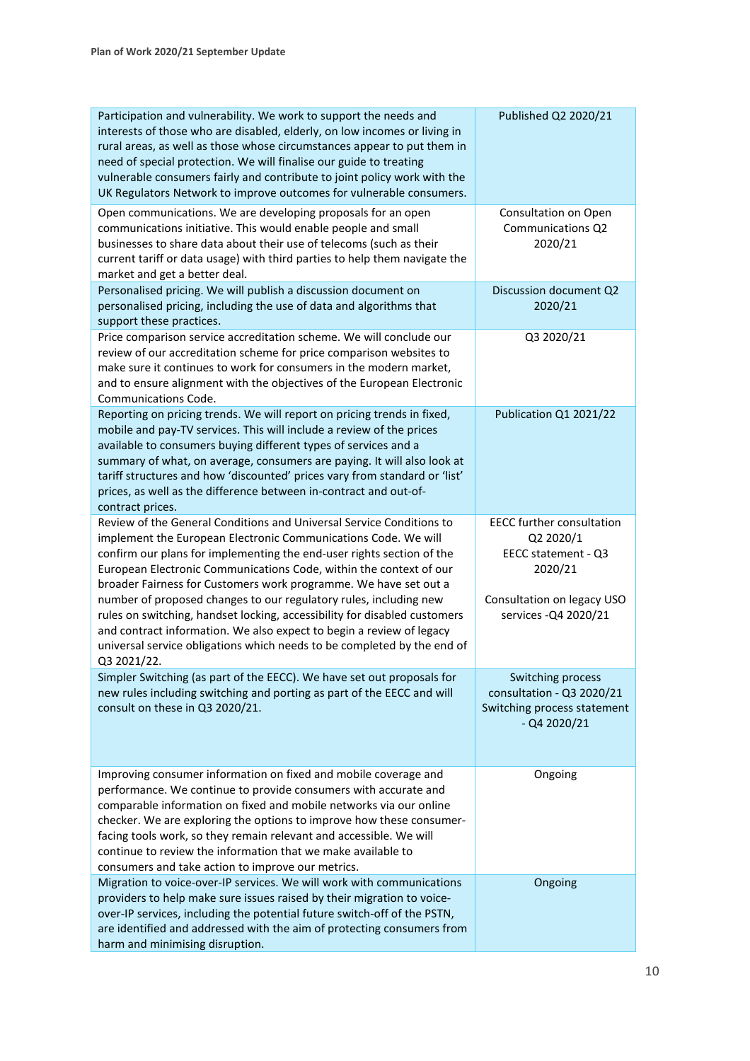| | |
|---|---|
| Participation and vulnerability. We work to support the needs and interests of those who are disabled, elderly, on low incomes or living in rural areas, as well as those whose circumstances appear to put them in need of special protection. We will finalise our guide to treating vulnerable consumers fairly and contribute to joint policy work with the UK Regulators Network to improve outcomes for vulnerable consumers. | Published Q2 2020/21 |
| Open communications. We are developing proposals for an open communications initiative. This would enable people and small businesses to share data about their use of telecoms (such as their current tariff or data usage) with third parties to help them navigate the market and get a better deal. | Consultation on Open Communications Q2 2020/21 |
| Personalised pricing. We will publish a discussion document on personalised pricing, including the use of data and algorithms that support these practices. | Discussion document Q2 2020/21 |
| Price comparison service accreditation scheme. We will conclude our review of our accreditation scheme for price comparison websites to make sure it continues to work for consumers in the modern market, and to ensure alignment with the objectives of the European Electronic Communications Code. | Q3 2020/21 |
| Reporting on pricing trends. We will report on pricing trends in fixed, mobile and pay-TV services. This will include a review of the prices available to consumers buying different types of services and a summary of what, on average, consumers are paying. It will also look at tariff structures and how 'discounted' prices vary from standard or 'list' prices, as well as the difference between in-contract and out-of-contract prices. | Publication Q1 2021/22 |
| Review of the General Conditions and Universal Service Conditions to implement the European Electronic Communications Code. We will confirm our plans for implementing the end-user rights section of the European Electronic Communications Code, within the context of our broader Fairness for Customers work programme. We have set out a number of proposed changes to our regulatory rules, including new rules on switching, handset locking, accessibility for disabled customers and contract information. We also expect to begin a review of legacy universal service obligations which needs to be completed by the end of Q3 2021/22. | EECC further consultation Q2 2020/1<br>EECC statement - Q3 2020/21<br><br>Consultation on legacy USO services -Q4 2020/21 |
| Simpler Switching (as part of the EECC). We have set out proposals for new rules including switching and porting as part of the EECC and will consult on these in Q3 2020/21. | Switching process consultation - Q3 2020/21<br>Switching process statement - Q4 2020/21 |
| Improving consumer information on fixed and mobile coverage and performance. We continue to provide consumers with accurate and comparable information on fixed and mobile networks via our online checker. We are exploring the options to improve how these consumer-facing tools work, so they remain relevant and accessible. We will continue to review the information that we make available to consumers and take action to improve our metrics. | Ongoing |
| Migration to voice-over-IP services. We will work with communications providers to help make sure issues raised by their migration to voice-over-IP services, including the potential future switch-off of the PSTN, are identified and addressed with the aim of protecting consumers from harm and minimising disruption. | Ongoing |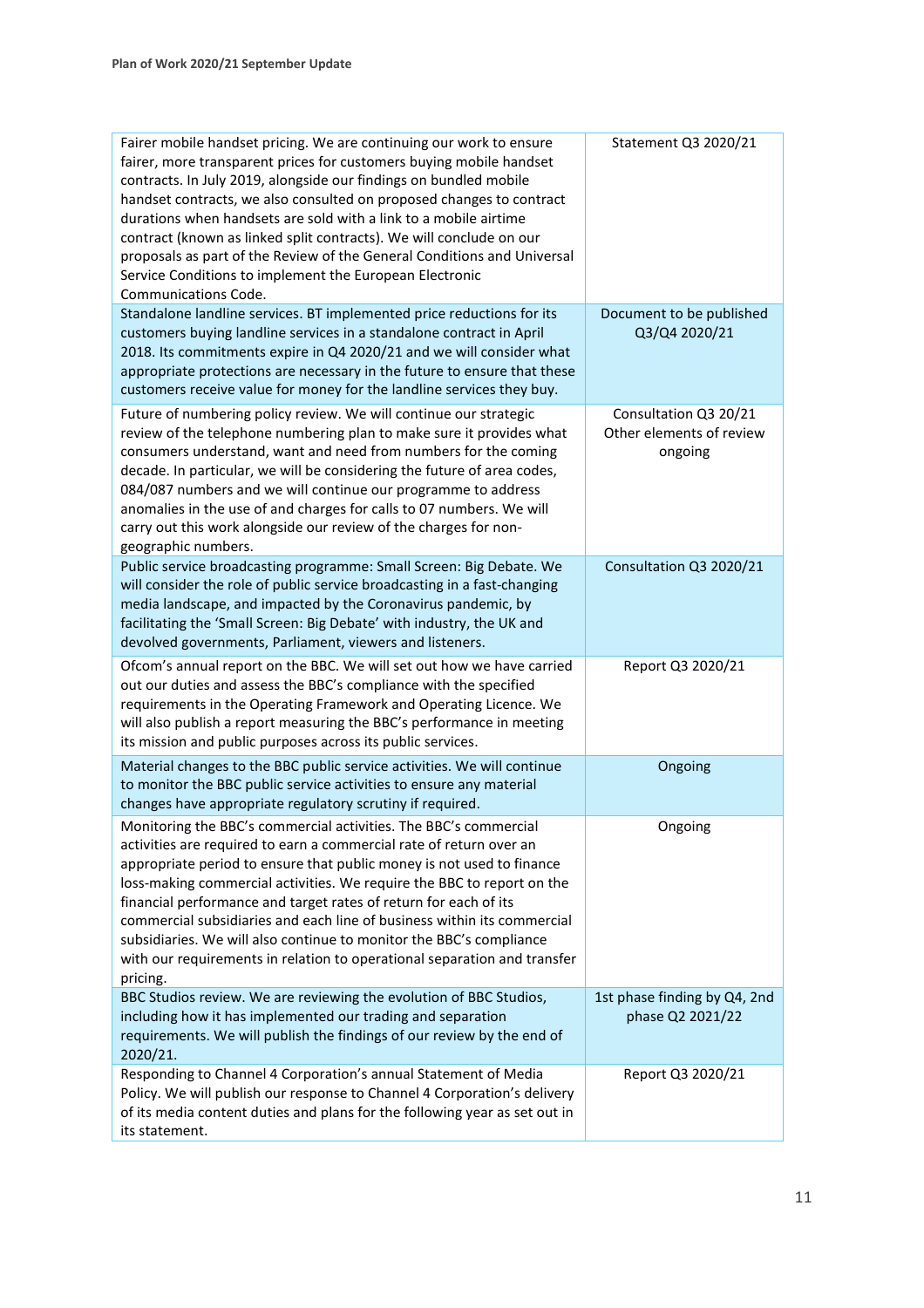| | |
|---|---|
| Fairer mobile handset pricing. We are continuing our work to ensure fairer, more transparent prices for customers buying mobile handset contracts. In July 2019, alongside our findings on bundled mobile handset contracts, we also consulted on proposed changes to contract durations when handsets are sold with a link to a mobile airtime contract (known as linked split contracts). We will conclude on our proposals as part of the Review of the General Conditions and Universal Service Conditions to implement the European Electronic Communications Code. | Statement Q3 2020/21 |
| Standalone landline services. BT implemented price reductions for its customers buying landline services in a standalone contract in April 2018. Its commitments expire in Q4 2020/21 and we will consider what appropriate protections are necessary in the future to ensure that these customers receive value for money for the landline services they buy. | Document to be published Q3/Q4 2020/21 |
| Future of numbering policy review. We will continue our strategic review of the telephone numbering plan to make sure it provides what consumers understand, want and need from numbers for the coming decade. In particular, we will be considering the future of area codes, 084/087 numbers and we will continue our programme to address anomalies in the use of and charges for calls to 07 numbers. We will carry out this work alongside our review of the charges for non-geographic numbers. | Consultation Q3 20/21 Other elements of review ongoing |
| Public service broadcasting programme: Small Screen: Big Debate. We will consider the role of public service broadcasting in a fast-changing media landscape, and impacted by the Coronavirus pandemic, by facilitating the 'Small Screen: Big Debate' with industry, the UK and devolved governments, Parliament, viewers and listeners. | Consultation Q3 2020/21 |
| Ofcom's annual report on the BBC. We will set out how we have carried out our duties and assess the BBC's compliance with the specified requirements in the Operating Framework and Operating Licence. We will also publish a report measuring the BBC's performance in meeting its mission and public purposes across its public services. | Report Q3 2020/21 |
| Material changes to the BBC public service activities. We will continue to monitor the BBC public service activities to ensure any material changes have appropriate regulatory scrutiny if required. | Ongoing |
| Monitoring the BBC's commercial activities. The BBC's commercial activities are required to earn a commercial rate of return over an appropriate period to ensure that public money is not used to finance loss-making commercial activities. We require the BBC to report on the financial performance and target rates of return for each of its commercial subsidiaries and each line of business within its commercial subsidiaries. We will also continue to monitor the BBC's compliance with our requirements in relation to operational separation and transfer pricing. | Ongoing |
| BBC Studios review. We are reviewing the evolution of BBC Studios, including how it has implemented our trading and separation requirements. We will publish the findings of our review by the end of 2020/21. | 1st phase finding by Q4, 2nd phase Q2 2021/22 |
| Responding to Channel 4 Corporation's annual Statement of Media Policy. We will publish our response to Channel 4 Corporation's delivery of its media content duties and plans for the following year as set out in its statement. | Report Q3 2020/21 |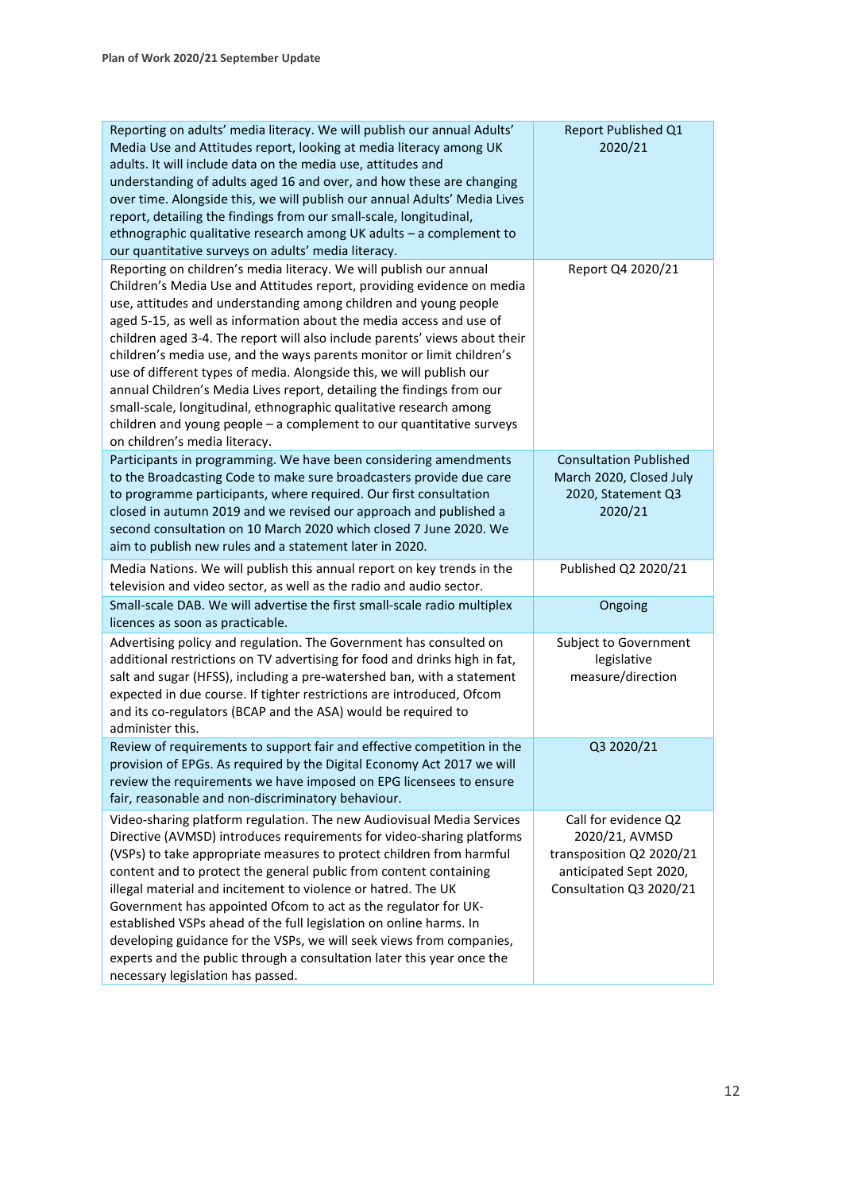| | |
|---|---|
| Reporting on adults' media literacy. We will publish our annual Adults' Media Use and Attitudes report, looking at media literacy among UK adults. It will include data on the media use, attitudes and understanding of adults aged 16 and over, and how these are changing over time. Alongside this, we will publish our annual Adults' Media Lives report, detailing the findings from our small-scale, longitudinal, ethnographic qualitative research among UK adults – a complement to our quantitative surveys on adults' media literacy. | Report Published Q1 2020/21 |
| Reporting on children's media literacy. We will publish our annual Children's Media Use and Attitudes report, providing evidence on media use, attitudes and understanding among children and young people aged 5-15, as well as information about the media access and use of children aged 3-4. The report will also include parents' views about their children's media use, and the ways parents monitor or limit children's use of different types of media. Alongside this, we will publish our annual Children's Media Lives report, detailing the findings from our small-scale, longitudinal, ethnographic qualitative research among children and young people – a complement to our quantitative surveys on children's media literacy. | Report Q4 2020/21 |
| Participants in programming. We have been considering amendments to the Broadcasting Code to make sure broadcasters provide due care to programme participants, where required. Our first consultation closed in autumn 2019 and we revised our approach and published a second consultation on 10 March 2020 which closed 7 June 2020. We aim to publish new rules and a statement later in 2020. | Consultation Published March 2020, Closed July 2020, Statement Q3 2020/21 |
| Media Nations. We will publish this annual report on key trends in the television and video sector, as well as the radio and audio sector. | Published Q2 2020/21 |
| Small-scale DAB. We will advertise the first small-scale radio multiplex licences as soon as practicable. | Ongoing |
| Advertising policy and regulation. The Government has consulted on additional restrictions on TV advertising for food and drinks high in fat, salt and sugar (HFSS), including a pre-watershed ban, with a statement expected in due course. If tighter restrictions are introduced, Ofcom and its co-regulators (BCAP and the ASA) would be required to administer this. | Subject to Government legislative measure/direction |
| Review of requirements to support fair and effective competition in the provision of EPGs. As required by the Digital Economy Act 2017 we will review the requirements we have imposed on EPG licensees to ensure fair, reasonable and non-discriminatory behaviour. | Q3 2020/21 |
| Video-sharing platform regulation. The new Audiovisual Media Services Directive (AVMSD) introduces requirements for video-sharing platforms (VSPs) to take appropriate measures to protect children from harmful content and to protect the general public from content containing illegal material and incitement to violence or hatred. The UK Government has appointed Ofcom to act as the regulator for UK-established VSPs ahead of the full legislation on online harms. In developing guidance for the VSPs, we will seek views from companies, experts and the public through a consultation later this year once the necessary legislation has passed. | Call for evidence Q2 2020/21, AVMSD transposition Q2 2020/21 anticipated Sept 2020, Consultation Q3 2020/21 |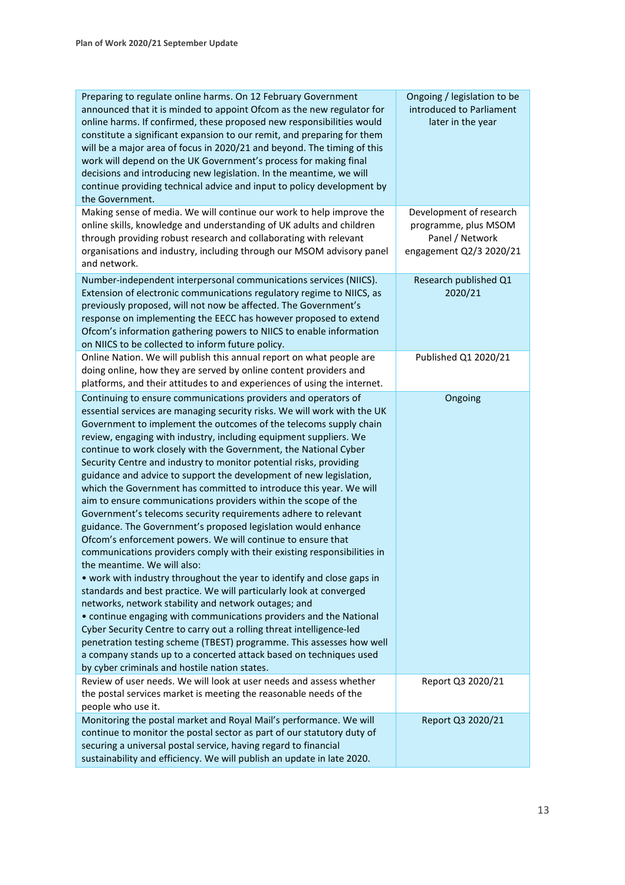| | |
|---|---|
| Preparing to regulate online harms. On 12 February Government announced that it is minded to appoint Ofcom as the new regulator for online harms. If confirmed, these proposed new responsibilities would constitute a significant expansion to our remit, and preparing for them will be a major area of focus in 2020/21 and beyond. The timing of this work will depend on the UK Government's process for making final decisions and introducing new legislation. In the meantime, we will continue providing technical advice and input to policy development by the Government. | Ongoing / legislation to be introduced to Parliament later in the year |
| Making sense of media. We will continue our work to help improve the online skills, knowledge and understanding of UK adults and children through providing robust research and collaborating with relevant organisations and industry, including through our MSOM advisory panel and network. | Development of research programme, plus MSOM Panel / Network engagement Q2/3 2020/21 |
| Number-independent interpersonal communications services (NIICS). Extension of electronic communications regulatory regime to NIICS, as previously proposed, will not now be affected. The Government's response on implementing the EECC has however proposed to extend Ofcom's information gathering powers to NIICS to enable information on NIICS to be collected to inform future policy. | Research published Q1 2020/21 |
| Online Nation. We will publish this annual report on what people are doing online, how they are served by online content providers and platforms, and their attitudes to and experiences of using the internet. | Published Q1 2020/21 |
| Continuing to ensure communications providers and operators of essential services are managing security risks. We will work with the UK Government to implement the outcomes of the telecoms supply chain review, engaging with industry, including equipment suppliers. We continue to work closely with the Government, the National Cyber Security Centre and industry to monitor potential risks, providing guidance and advice to support the development of new legislation, which the Government has committed to introduce this year. We will aim to ensure communications providers within the scope of the Government's telecoms security requirements adhere to relevant guidance. The Government's proposed legislation would enhance Ofcom's enforcement powers. We will continue to ensure that communications providers comply with their existing responsibilities in the meantime. We will also:<br>• work with industry throughout the year to identify and close gaps in standards and best practice. We will particularly look at converged networks, network stability and network outages; and<br>• continue engaging with communications providers and the National Cyber Security Centre to carry out a rolling threat intelligence-led penetration testing scheme (TBEST) programme. This assesses how well a company stands up to a concerted attack based on techniques used by cyber criminals and hostile nation states. | Ongoing |
| Review of user needs. We will look at user needs and assess whether the postal services market is meeting the reasonable needs of the people who use it. | Report Q3 2020/21 |
| Monitoring the postal market and Royal Mail's performance. We will continue to monitor the postal sector as part of our statutory duty of securing a universal postal service, having regard to financial sustainability and efficiency. We will publish an update in late 2020. | Report Q3 2020/21 |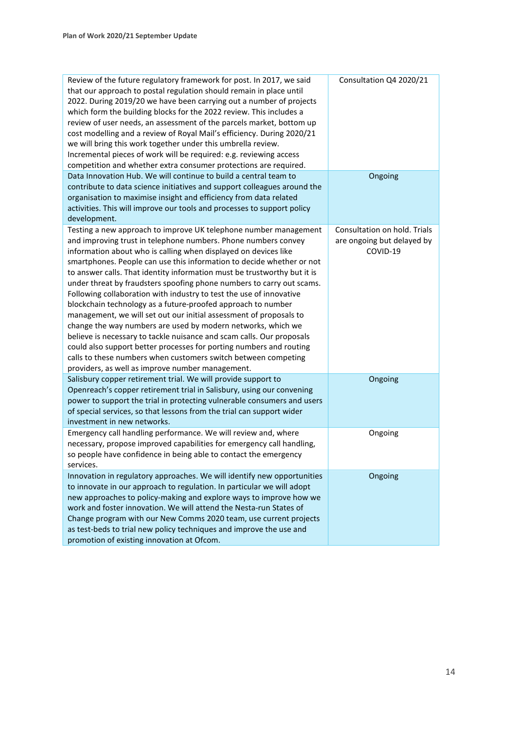| | |
|---|---|
| Review of the future regulatory framework for post. In 2017, we said that our approach to postal regulation should remain in place until 2022. During 2019/20 we have been carrying out a number of projects which form the building blocks for the 2022 review. This includes a review of user needs, an assessment of the parcels market, bottom up cost modelling and a review of Royal Mail's efficiency. During 2020/21 we will bring this work together under this umbrella review. Incremental pieces of work will be required: e.g. reviewing access competition and whether extra consumer protections are required. | Consultation Q4 2020/21 |
| Data Innovation Hub. We will continue to build a central team to contribute to data science initiatives and support colleagues around the organisation to maximise insight and efficiency from data related activities. This will improve our tools and processes to support policy development. | Ongoing |
| Testing a new approach to improve UK telephone number management and improving trust in telephone numbers. Phone numbers convey information about who is calling when displayed on devices like smartphones. People can use this information to decide whether or not to answer calls. That identity information must be trustworthy but it is under threat by fraudsters spoofing phone numbers to carry out scams. Following collaboration with industry to test the use of innovative blockchain technology as a future-proofed approach to number management, we will set out our initial assessment of proposals to change the way numbers are used by modern networks, which we believe is necessary to tackle nuisance and scam calls. Our proposals could also support better processes for porting numbers and routing calls to these numbers when customers switch between competing providers, as well as improve number management. | Consultation on hold. Trials are ongoing but delayed by COVID-19 |
| Salisbury copper retirement trial. We will provide support to Openreach's copper retirement trial in Salisbury, using our convening power to support the trial in protecting vulnerable consumers and users of special services, so that lessons from the trial can support wider investment in new networks. | Ongoing |
| Emergency call handling performance. We will review and, where necessary, propose improved capabilities for emergency call handling, so people have confidence in being able to contact the emergency services. | Ongoing |
| Innovation in regulatory approaches. We will identify new opportunities to innovate in our approach to regulation. In particular we will adopt new approaches to policy-making and explore ways to improve how we work and foster innovation. We will attend the Nesta-run States of Change program with our New Comms 2020 team, use current projects as test-beds to trial new policy techniques and improve the use and promotion of existing innovation at Ofcom. | Ongoing |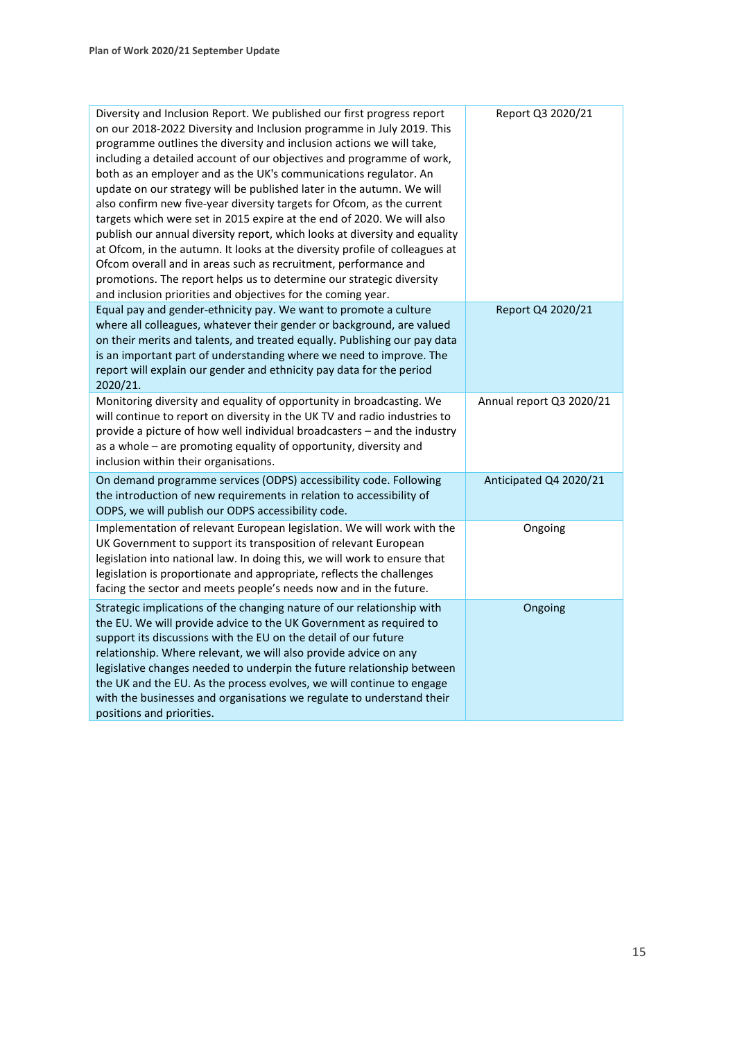| | |
|---|---|
| Diversity and Inclusion Report. We published our first progress report on our 2018-2022 Diversity and Inclusion programme in July 2019. This programme outlines the diversity and inclusion actions we will take, including a detailed account of our objectives and programme of work, both as an employer and as the UK's communications regulator. An update on our strategy will be published later in the autumn. We will also confirm new five-year diversity targets for Ofcom, as the current targets which were set in 2015 expire at the end of 2020. We will also publish our annual diversity report, which looks at diversity and equality at Ofcom, in the autumn. It looks at the diversity profile of colleagues at Ofcom overall and in areas such as recruitment, performance and promotions. The report helps us to determine our strategic diversity and inclusion priorities and objectives for the coming year. | Report Q3 2020/21 |
| Equal pay and gender-ethnicity pay. We want to promote a culture where all colleagues, whatever their gender or background, are valued on their merits and talents, and treated equally. Publishing our pay data is an important part of understanding where we need to improve. The report will explain our gender and ethnicity pay data for the period 2020/21. | Report Q4 2020/21 |
| Monitoring diversity and equality of opportunity in broadcasting. We will continue to report on diversity in the UK TV and radio industries to provide a picture of how well individual broadcasters – and the industry as a whole – are promoting equality of opportunity, diversity and inclusion within their organisations. | Annual report Q3 2020/21 |
| On demand programme services (ODPS) accessibility code. Following the introduction of new requirements in relation to accessibility of ODPS, we will publish our ODPS accessibility code. | Anticipated Q4 2020/21 |
| Implementation of relevant European legislation. We will work with the UK Government to support its transposition of relevant European legislation into national law. In doing this, we will work to ensure that legislation is proportionate and appropriate, reflects the challenges facing the sector and meets people's needs now and in the future. | Ongoing |
| Strategic implications of the changing nature of our relationship with the EU. We will provide advice to the UK Government as required to support its discussions with the EU on the detail of our future relationship. Where relevant, we will also provide advice on any legislative changes needed to underpin the future relationship between the UK and the EU. As the process evolves, we will continue to engage with the businesses and organisations we regulate to understand their positions and priorities. | Ongoing |